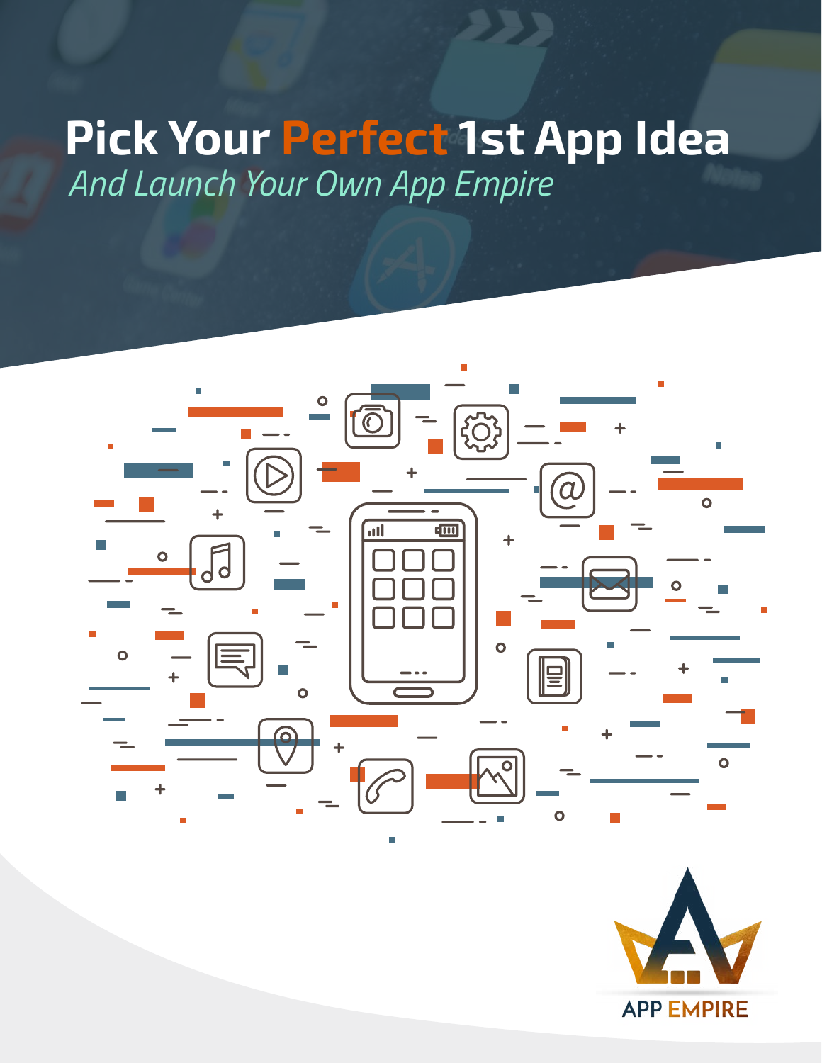# Pick Your Perfect 1st App Idea

*And Launch Your Own App Empire*

APP EMPIRE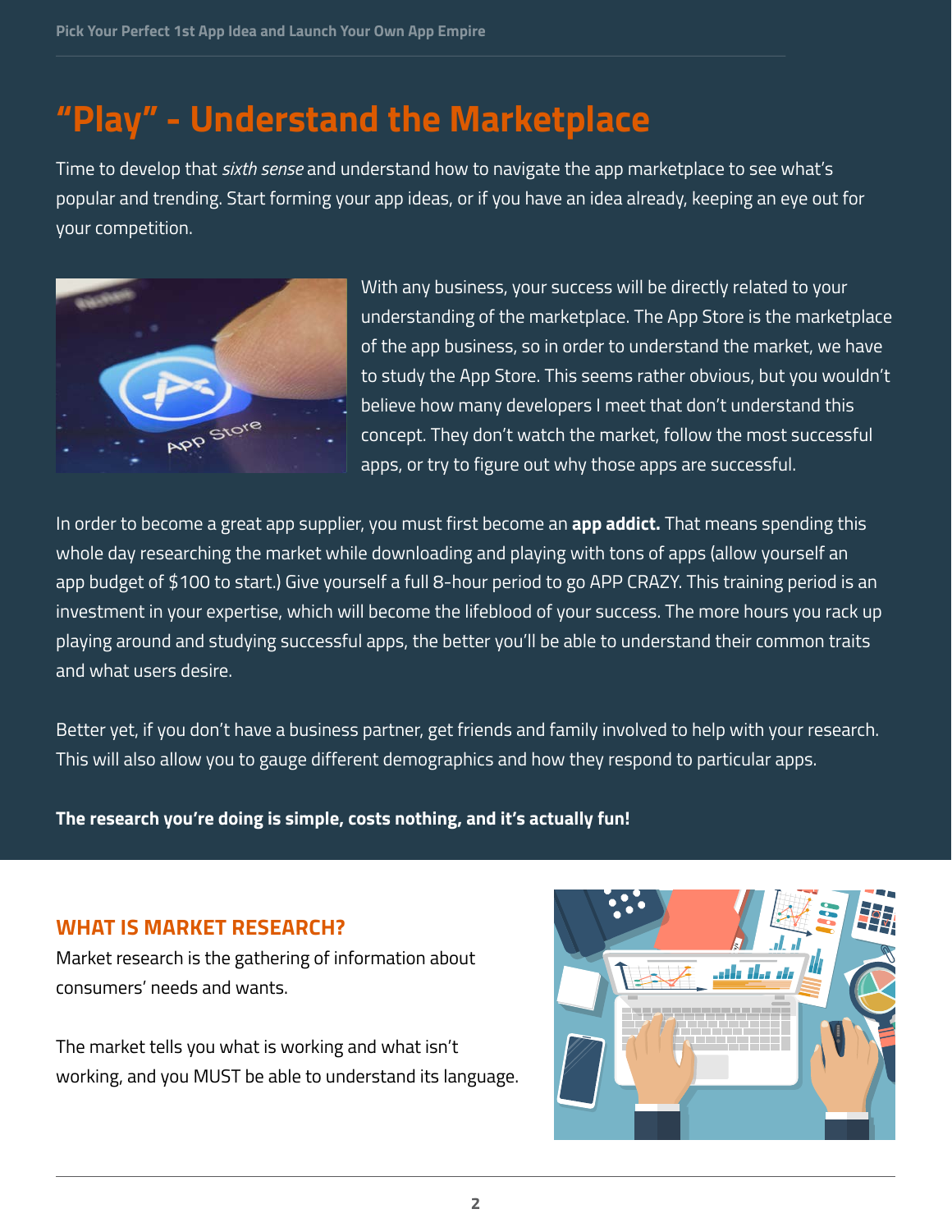# "Play" - Understand the Marketplace

Time to develop that *sixth sense* and understand how to navigate the app marketplace to see what's popular and trending. Start forming your app ideas, or if you have an idea already, keeping an eye out for your competition.

With any business, your success will be directly related to your understanding of the marketplace. The App Store is the marketplace of the app business, so in order to understand the market, we have to study the App Store. This seems rather obvious, but you wouldn't believe how many developers I meet that don't understand this concept. They don't watch the market, follow the most successful apps, or try to figure out why those apps are successful.

In order to become a great app supplier, you must first become an **app addict.** That means spending this whole day researching the market while downloading and playing with tons of apps (allow yourself an app budget of $100 to start.) Give yourself a full 8-hour period to go APP CRAZY. This training period is an investment in your expertise, which will become the lifeblood of your success. The more hours you rack up playing around and studying successful apps, the better you'll be able to understand their common traits and what users desire.

Better yet, if you don't have a business partner, get friends and family involved to help with your research. This will also allow you to gauge different demographics and how they respond to particular apps.

**The research you're doing is simple, costs nothing, and it's actually fun!**

## WHAT IS MARKET RESEARCH?

Market research is the gathering of information about consumers' needs and wants.

The market tells you what is working and what isn't working, and you MUST be able to understand its language.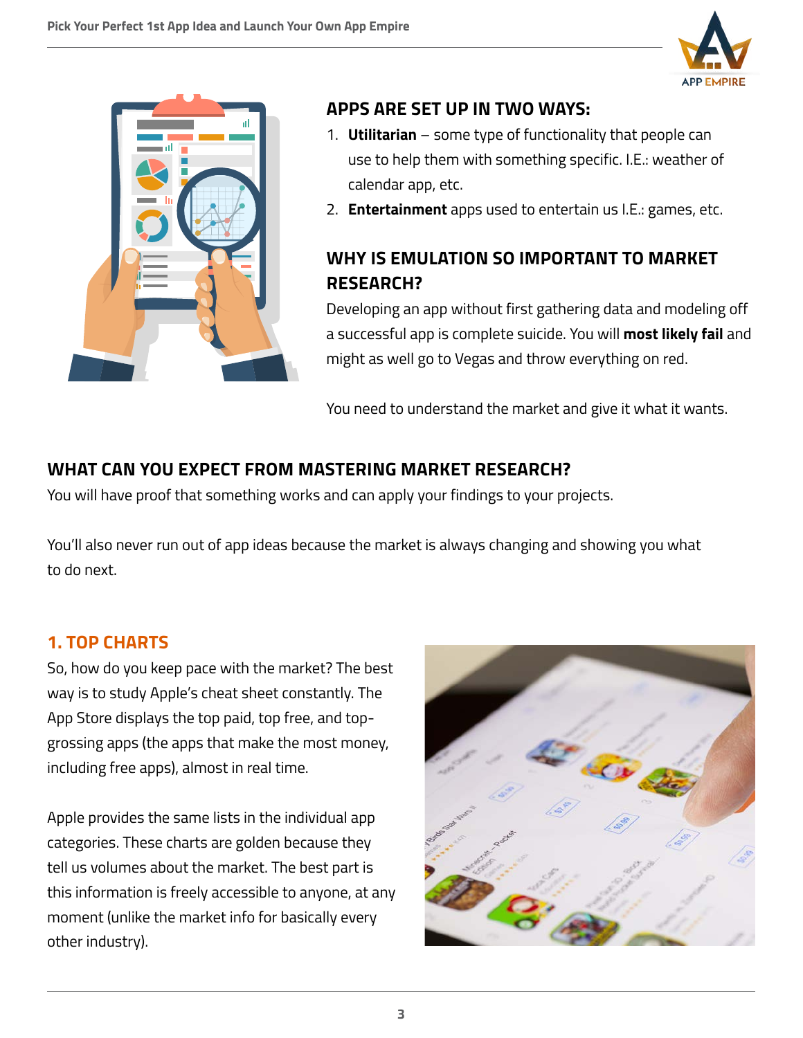## APPS ARE SET UP IN TWO WAYS:

1. **Utilitarian** – some type of functionality that people can use to help them with something specific. I.E.: weather of calendar app, etc.
2. **Entertainment** apps used to entertain us I.E.: games, etc.

## WHY IS EMULATION SO IMPORTANT TO MARKET RESEARCH?

Developing an app without first gathering data and modeling off a successful app is complete suicide. You will **most likely fail** and might as well go to Vegas and throw everything on red.

You need to understand the market and give it what it wants.

## WHAT CAN YOU EXPECT FROM MASTERING MARKET RESEARCH?

You will have proof that something works and can apply your findings to your projects.

You'll also never run out of app ideas because the market is always changing and showing you what to do next.

### 1. TOP CHARTS

So, how do you keep pace with the market? The best way is to study Apple's cheat sheet constantly. The App Store displays the top paid, top free, and top-grossing apps (the apps that make the most money, including free apps), almost in real time.

Apple provides the same lists in the individual app categories. These charts are golden because they tell us volumes about the market. The best part is this information is freely accessible to anyone, at any moment (unlike the market info for basically every other industry).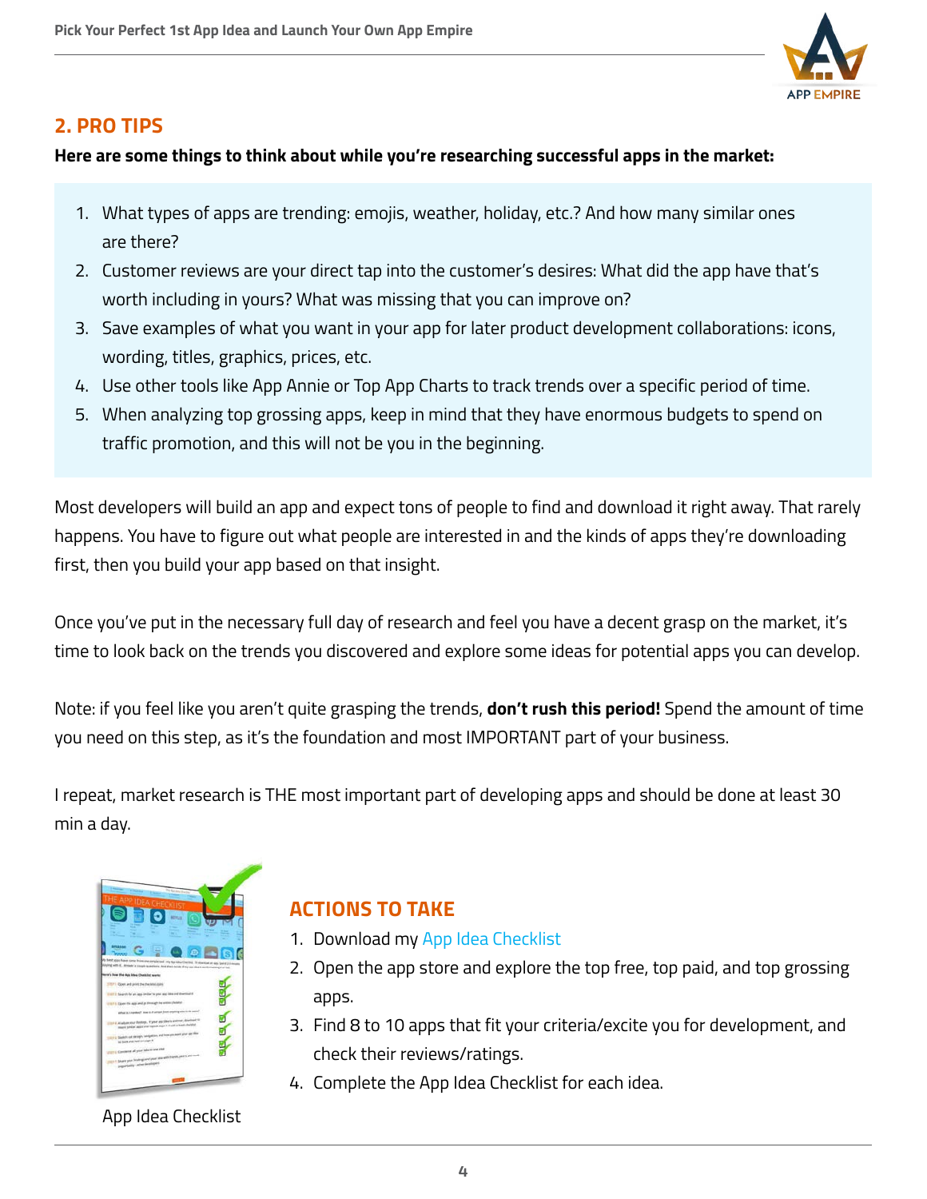## 2. PRO TIPS

**Here are some things to think about while you're researching successful apps in the market:**

1. What types of apps are trending: emojis, weather, holiday, etc.? And how many similar ones are there?
2. Customer reviews are your direct tap into the customer's desires: What did the app have that's worth including in yours? What was missing that you can improve on?
3. Save examples of what you want in your app for later product development collaborations: icons, wording, titles, graphics, prices, etc.
4. Use other tools like App Annie or Top App Charts to track trends over a specific period of time.
5. When analyzing top grossing apps, keep in mind that they have enormous budgets to spend on traffic promotion, and this will not be you in the beginning.

Most developers will build an app and expect tons of people to find and download it right away. That rarely happens. You have to figure out what people are interested in and the kinds of apps they're downloading first, then you build your app based on that insight.

Once you've put in the necessary full day of research and feel you have a decent grasp on the market, it's time to look back on the trends you discovered and explore some ideas for potential apps you can develop.

Note: if you feel like you aren't quite grasping the trends, **don't rush this period!** Spend the amount of time you need on this step, as it's the foundation and most IMPORTANT part of your business.

I repeat, market research is THE most important part of developing apps and should be done at least 30 min a day.

App Idea Checklist

### ACTIONS TO TAKE

1. Download my App Idea Checklist
2. Open the app store and explore the top free, top paid, and top grossing apps.
3. Find 8 to 10 apps that fit your criteria/excite you for development, and check their reviews/ratings.
4. Complete the App Idea Checklist for each idea.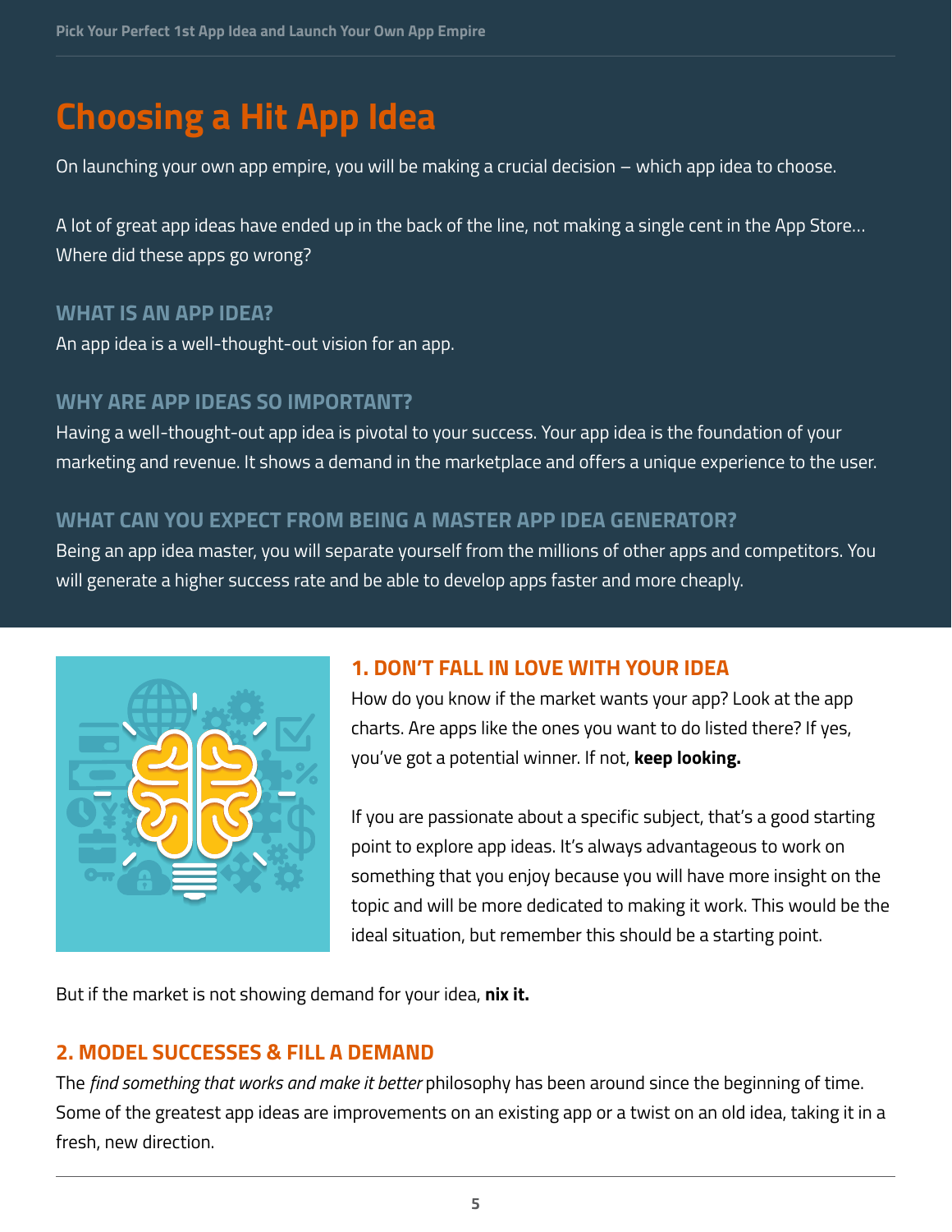# Choosing a Hit App Idea

On launching your own app empire, you will be making a crucial decision – which app idea to choose.

A lot of great app ideas have ended up in the back of the line, not making a single cent in the App Store... Where did these apps go wrong?

### WHAT IS AN APP IDEA?

An app idea is a well-thought-out vision for an app.

### WHY ARE APP IDEAS SO IMPORTANT?

Having a well-thought-out app idea is pivotal to your success. Your app idea is the foundation of your marketing and revenue. It shows a demand in the marketplace and offers a unique experience to the user.

### WHAT CAN YOU EXPECT FROM BEING A MASTER APP IDEA GENERATOR?

Being an app idea master, you will separate yourself from the millions of other apps and competitors. You will generate a higher success rate and be able to develop apps faster and more cheaply.

## 1. DON'T FALL IN LOVE WITH YOUR IDEA

How do you know if the market wants your app? Look at the app charts. Are apps like the ones you want to do listed there? If yes, you've got a potential winner. If not, **keep looking.**

If you are passionate about a specific subject, that's a good starting point to explore app ideas. It's always advantageous to work on something that you enjoy because you will have more insight on the topic and will be more dedicated to making it work. This would be the ideal situation, but remember this should be a starting point.

But if the market is not showing demand for your idea, **nix it.**

## 2. MODEL SUCCESSES & FILL A DEMAND

The *find something that works and make it better* philosophy has been around since the beginning of time. Some of the greatest app ideas are improvements on an existing app or a twist on an old idea, taking it in a fresh, new direction.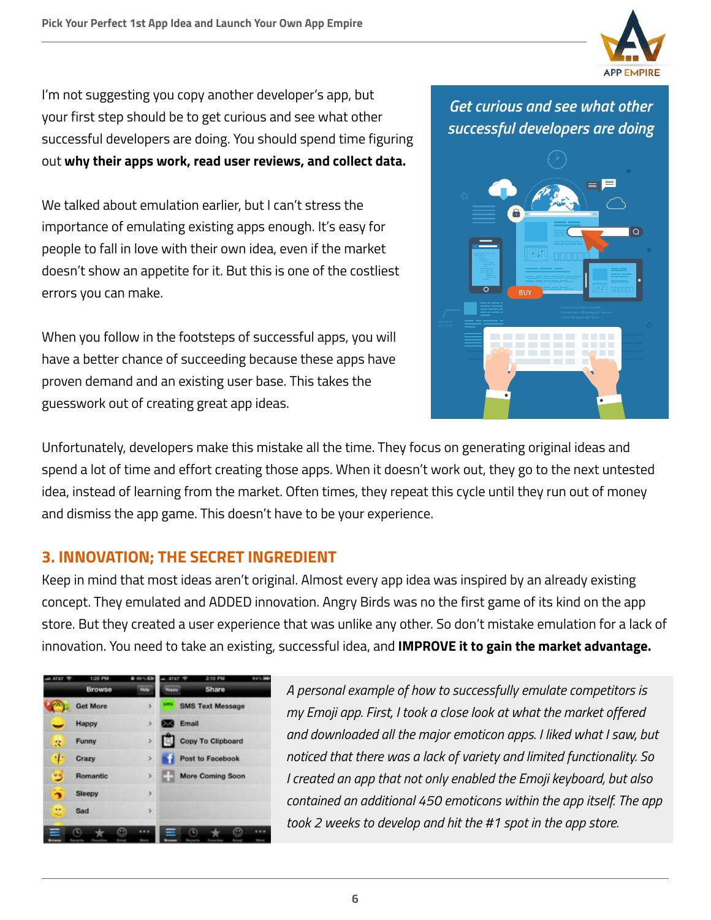I'm not suggesting you copy another developer's app, but your first step should be to get curious and see what other successful developers are doing. You should spend time figuring out **why their apps work, read user reviews, and collect data.**

*Get curious and see what other successful developers are doing*

We talked about emulation earlier, but I can't stress the importance of emulating existing apps enough. It's easy for people to fall in love with their own idea, even if the market doesn't show an appetite for it. But this is one of the costliest errors you can make.

When you follow in the footsteps of successful apps, you will have a better chance of succeeding because these apps have proven demand and an existing user base. This takes the guesswork out of creating great app ideas.

Unfortunately, developers make this mistake all the time. They focus on generating original ideas and spend a lot of time and effort creating those apps. When it doesn't work out, they go to the next untested idea, instead of learning from the market. Often times, they repeat this cycle until they run out of money and dismiss the app game. This doesn't have to be your experience.

## 3. INNOVATION; THE SECRET INGREDIENT

Keep in mind that most ideas aren't original. Almost every app idea was inspired by an already existing concept. They emulated and ADDED innovation. Angry Birds was no the first game of its kind on the app store. But they created a user experience that was unlike any other. So don't mistake emulation for a lack of innovation. You need to take an existing, successful idea, and **IMPROVE it to gain the market advantage.**

*A personal example of how to successfully emulate competitors is my Emoji app. First, I took a close look at what the market offered and downloaded all the major emoticon apps. I liked what I saw, but noticed that there was a lack of variety and limited functionality. So I created an app that not only enabled the Emoji keyboard, but also contained an additional 450 emoticons within the app itself. The app took 2 weeks to develop and hit the #1 spot in the app store.*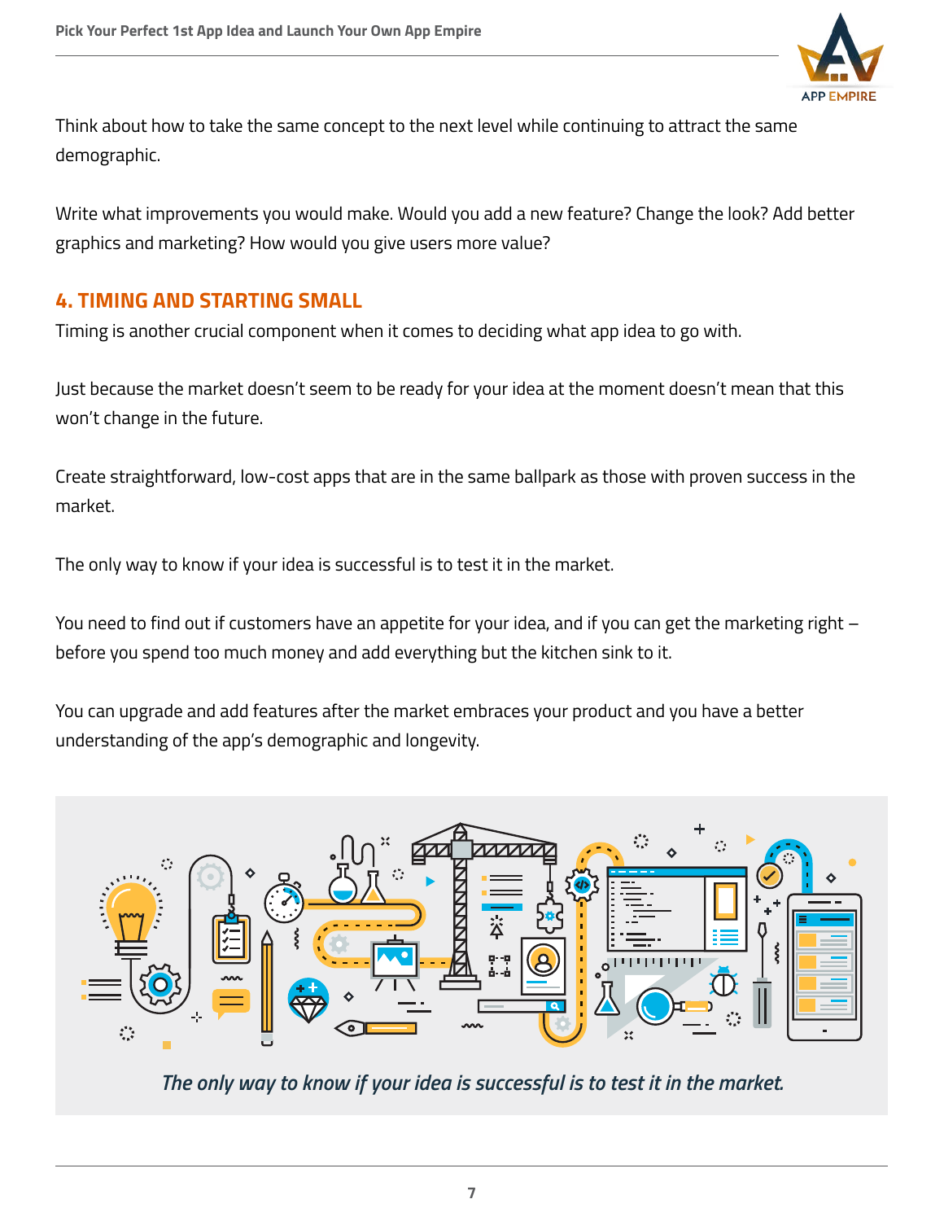Think about how to take the same concept to the next level while continuing to attract the same demographic.

Write what improvements you would make. Would you add a new feature? Change the look? Add better graphics and marketing? How would you give users more value?

## 4. TIMING AND STARTING SMALL

Timing is another crucial component when it comes to deciding what app idea to go with.

Just because the market doesn't seem to be ready for your idea at the moment doesn't mean that this won't change in the future.

Create straightforward, low-cost apps that are in the same ballpark as those with proven success in the market.

The only way to know if your idea is successful is to test it in the market.

You need to find out if customers have an appetite for your idea, and if you can get the marketing right – before you spend too much money and add everything but the kitchen sink to it.

You can upgrade and add features after the market embraces your product and you have a better understanding of the app's demographic and longevity.

*The only way to know if your idea is successful is to test it in the market.*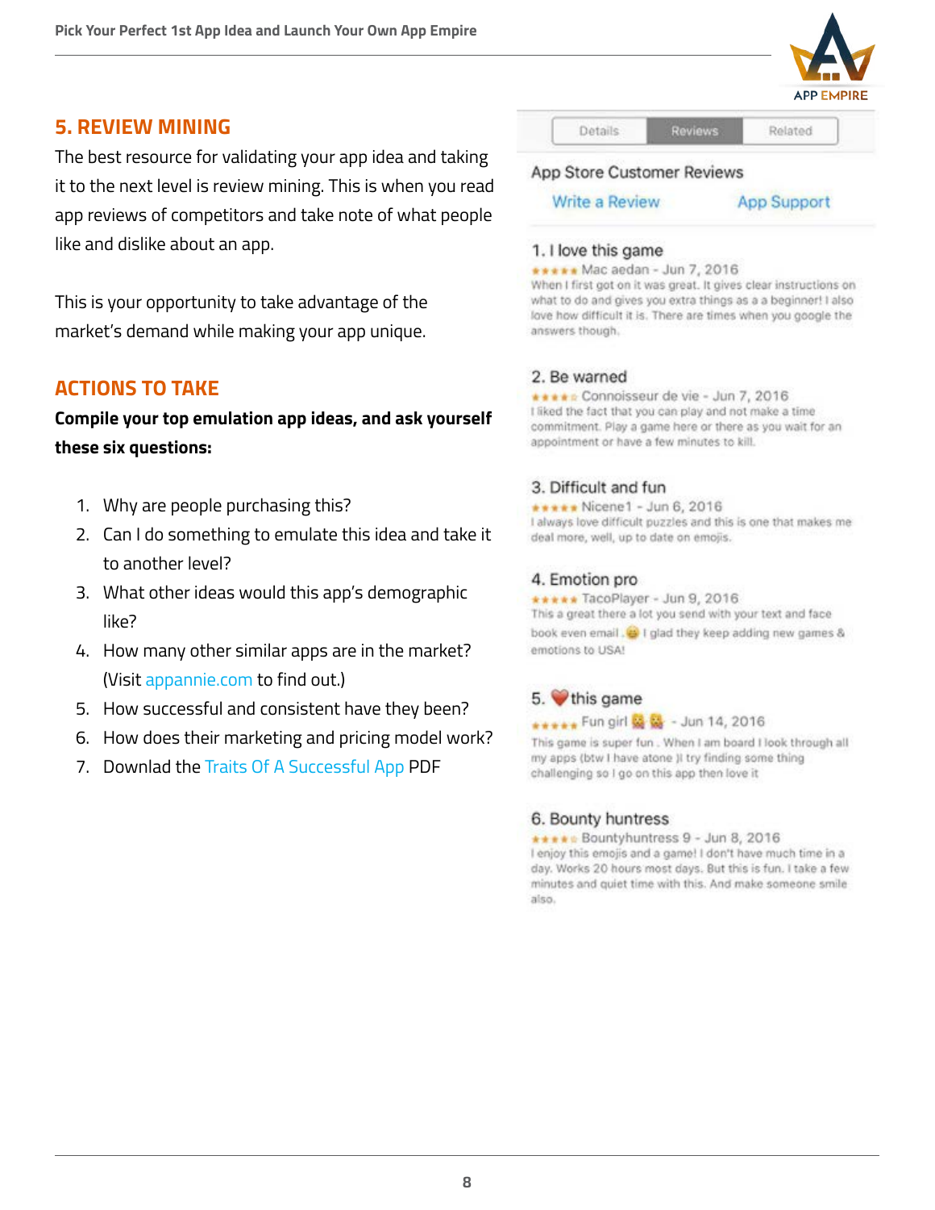## 5. REVIEW MINING

The best resource for validating your app idea and taking it to the next level is review mining. This is when you read app reviews of competitors and take note of what people like and dislike about an app.

This is your opportunity to take advantage of the market's demand while making your app unique.

## ACTIONS TO TAKE

**Compile your top emulation app ideas, and ask yourself these six questions:**

1. Why are people purchasing this?
2. Can I do something to emulate this idea and take it to another level?
3. What other ideas would this app's demographic like?
4. How many other similar apps are in the market? (Visit appannie.com to find out.)
5. How successful and consistent have they been?
6. How does their marketing and pricing model work?
7. Downlad the Traits Of A Successful App PDF

Details | Reviews | Related

App Store Customer Reviews

Write a Review    App Support

1. I love this game
★★★★★ Mac aedan - Jun 7, 2016
When I first got on it was great. It gives clear instructions on what to do and gives you extra things as a a beginner! I also love how difficult it is. There are times when you google the answers though.

2. Be warned
★★★★ Connoisseur de vie - Jun 7, 2016
I liked the fact that you can play and not make a time commitment. Play a game here or there as you wait for an appointment or have a few minutes to kill.

3. Difficult and fun
★★★★★ Nicene1 - Jun 6, 2016
I always love difficult puzzles and this is one that makes me deal more, well, up to date on emojis.

4. Emotion pro
★★★★★ TacoPlayer - Jun 9, 2016
This a great there a lot you send with your text and face book even email 😀 I glad they keep adding new games & emotions to USA!

5. ❤️ this game
★★★★★ Fun girl 👯 👯 - Jun 14, 2016
This game is super fun . When I am board I look through all my apps (btw I have atone )I try finding some thing challenging so I go on this app then love it

6. Bounty huntress
★★★★ Bountyhuntress 9 - Jun 8, 2016
I enjoy this emojis and a game! I don't have much time in a day. Works 20 hours most days. But this is fun. I take a few minutes and quiet time with this. And make someone smile also.